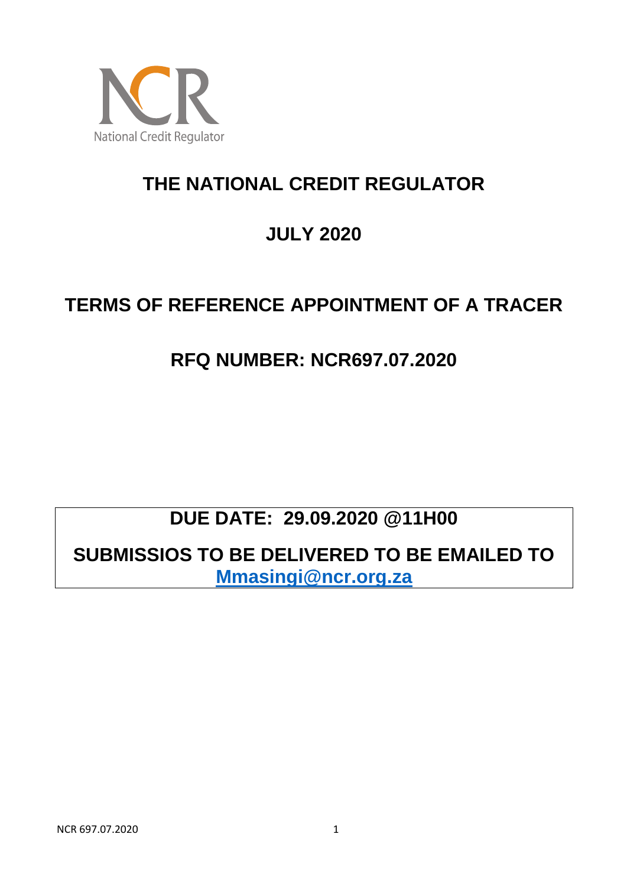NCR
National Credit Regulator

# THE NATIONAL CREDIT REGULATOR

## JULY 2020

## TERMS OF REFERENCE APPOINTMENT OF A TRACER

## RFQ NUMBER: NCR697.07.2020

**DUE DATE: 29.09.2020 @11H00**

**SUBMISSIOS TO BE DELIVERED TO BE EMAILED TO Mmasingi@ncr.org.za**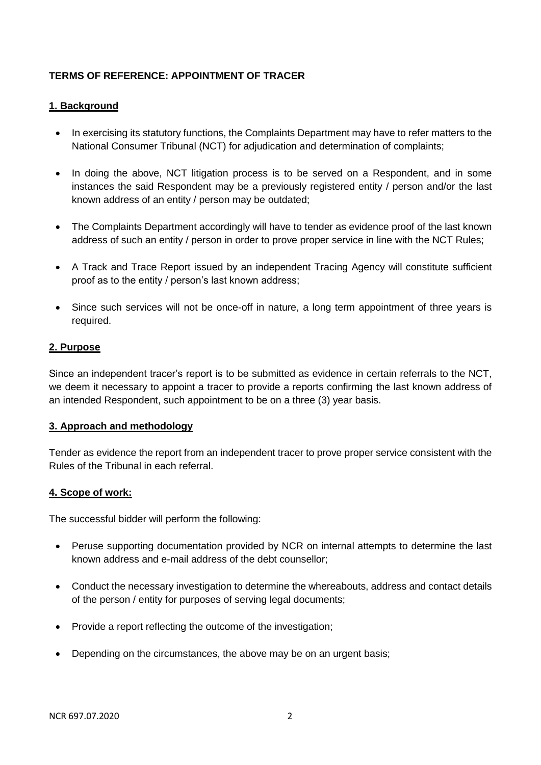**TERMS OF REFERENCE: APPOINTMENT OF TRACER**

**1. Background**

- In exercising its statutory functions, the Complaints Department may have to refer matters to the National Consumer Tribunal (NCT) for adjudication and determination of complaints;
- In doing the above, NCT litigation process is to be served on a Respondent, and in some instances the said Respondent may be a previously registered entity / person and/or the last known address of an entity / person may be outdated;
- The Complaints Department accordingly will have to tender as evidence proof of the last known address of such an entity / person in order to prove proper service in line with the NCT Rules;
- A Track and Trace Report issued by an independent Tracing Agency will constitute sufficient proof as to the entity / person's last known address;
- Since such services will not be once-off in nature, a long term appointment of three years is required.

**2. Purpose**

Since an independent tracer's report is to be submitted as evidence in certain referrals to the NCT, we deem it necessary to appoint a tracer to provide a reports confirming the last known address of an intended Respondent, such appointment to be on a three (3) year basis.

**3. Approach and methodology**

Tender as evidence the report from an independent tracer to prove proper service consistent with the Rules of the Tribunal in each referral.

**4. Scope of work:**

The successful bidder will perform the following:

- Peruse supporting documentation provided by NCR on internal attempts to determine the last known address and e-mail address of the debt counsellor;
- Conduct the necessary investigation to determine the whereabouts, address and contact details of the person / entity for purposes of serving legal documents;
- Provide a report reflecting the outcome of the investigation;
- Depending on the circumstances, the above may be on an urgent basis;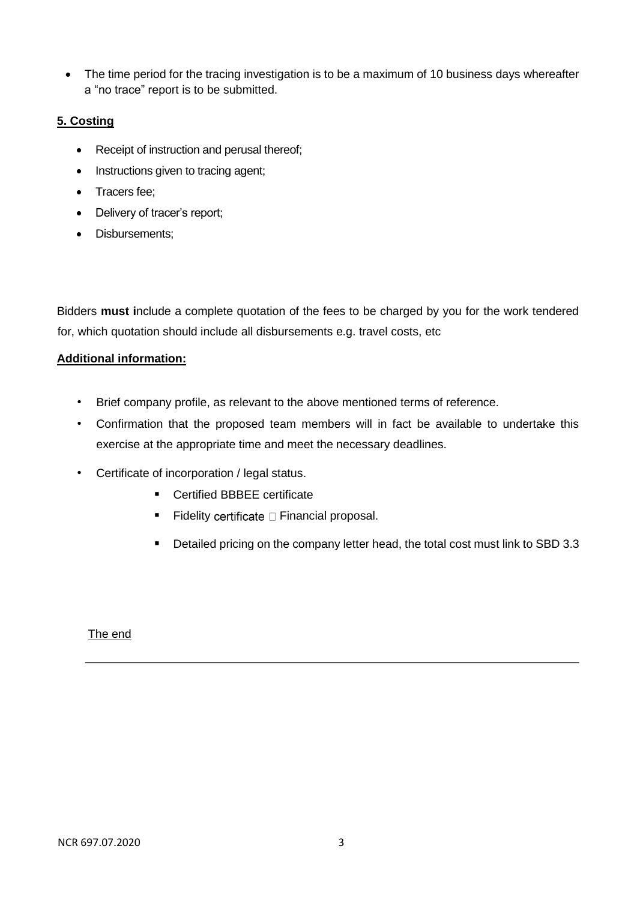- The time period for the tracing investigation is to be a maximum of 10 business days whereafter a "no trace" report is to be submitted.

**5. Costing**

- Receipt of instruction and perusal thereof;
- Instructions given to tracing agent;
- Tracers fee;
- Delivery of tracer's report;
- Disbursements;

Bidders **must i**nclude a complete quotation of the fees to be charged by you for the work tendered for, which quotation should include all disbursements e.g. travel costs, etc

**Additional information:**

- Brief company profile, as relevant to the above mentioned terms of reference.
- Confirmation that the proposed team members will in fact be available to undertake this exercise at the appropriate time and meet the necessary deadlines.
- Certificate of incorporation / legal status.
  - Certified BBBEE certificate
  - Fidelity certificate  Financial proposal.
  - Detailed pricing on the company letter head, the total cost must link to SBD 3.3

The end